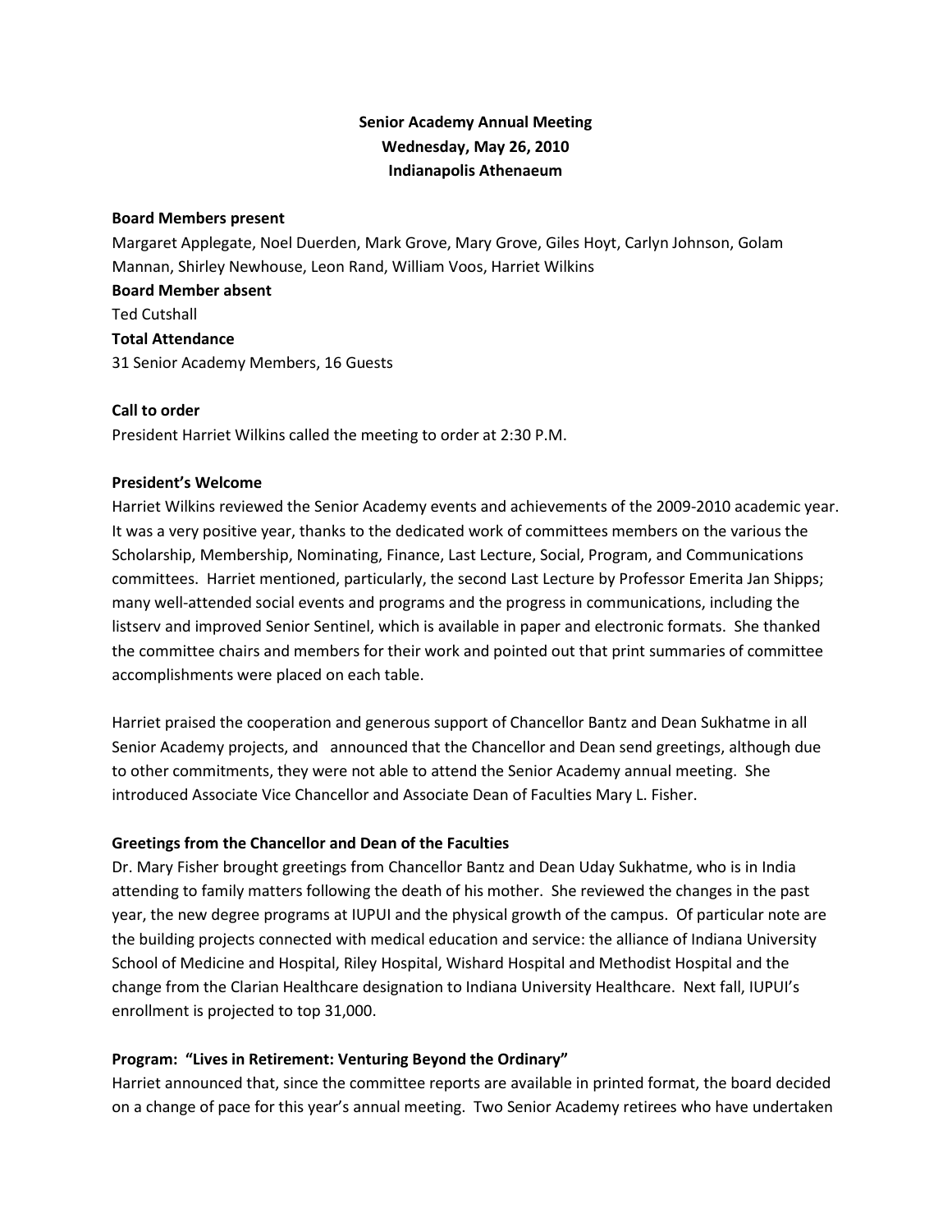**Senior Academy Annual Meeting**
**Wednesday, May 26, 2010**
**Indianapolis Athenaeum**

**Board Members present**
Margaret Applegate, Noel Duerden, Mark Grove, Mary Grove, Giles Hoyt, Carlyn Johnson, Golam Mannan, Shirley Newhouse, Leon Rand, William Voos, Harriet Wilkins
**Board Member absent**
Ted Cutshall
**Total Attendance**
31 Senior Academy Members, 16 Guests

**Call to order**
President Harriet Wilkins called the meeting to order at 2:30 P.M.

**President's Welcome**
Harriet Wilkins reviewed the Senior Academy events and achievements of the 2009-2010 academic year. It was a very positive year, thanks to the dedicated work of committees members on the various the Scholarship, Membership, Nominating, Finance, Last Lecture, Social, Program, and Communications committees. Harriet mentioned, particularly, the second Last Lecture by Professor Emerita Jan Shipps; many well-attended social events and programs and the progress in communications, including the listserv and improved Senior Sentinel, which is available in paper and electronic formats. She thanked the committee chairs and members for their work and pointed out that print summaries of committee accomplishments were placed on each table.

Harriet praised the cooperation and generous support of Chancellor Bantz and Dean Sukhatme in all Senior Academy projects, and announced that the Chancellor and Dean send greetings, although due to other commitments, they were not able to attend the Senior Academy annual meeting. She introduced Associate Vice Chancellor and Associate Dean of Faculties Mary L. Fisher.

**Greetings from the Chancellor and Dean of the Faculties**
Dr. Mary Fisher brought greetings from Chancellor Bantz and Dean Uday Sukhatme, who is in India attending to family matters following the death of his mother. She reviewed the changes in the past year, the new degree programs at IUPUI and the physical growth of the campus. Of particular note are the building projects connected with medical education and service: the alliance of Indiana University School of Medicine and Hospital, Riley Hospital, Wishard Hospital and Methodist Hospital and the change from the Clarian Healthcare designation to Indiana University Healthcare. Next fall, IUPUI's enrollment is projected to top 31,000.

**Program: "Lives in Retirement: Venturing Beyond the Ordinary"**
Harriet announced that, since the committee reports are available in printed format, the board decided on a change of pace for this year's annual meeting. Two Senior Academy retirees who have undertaken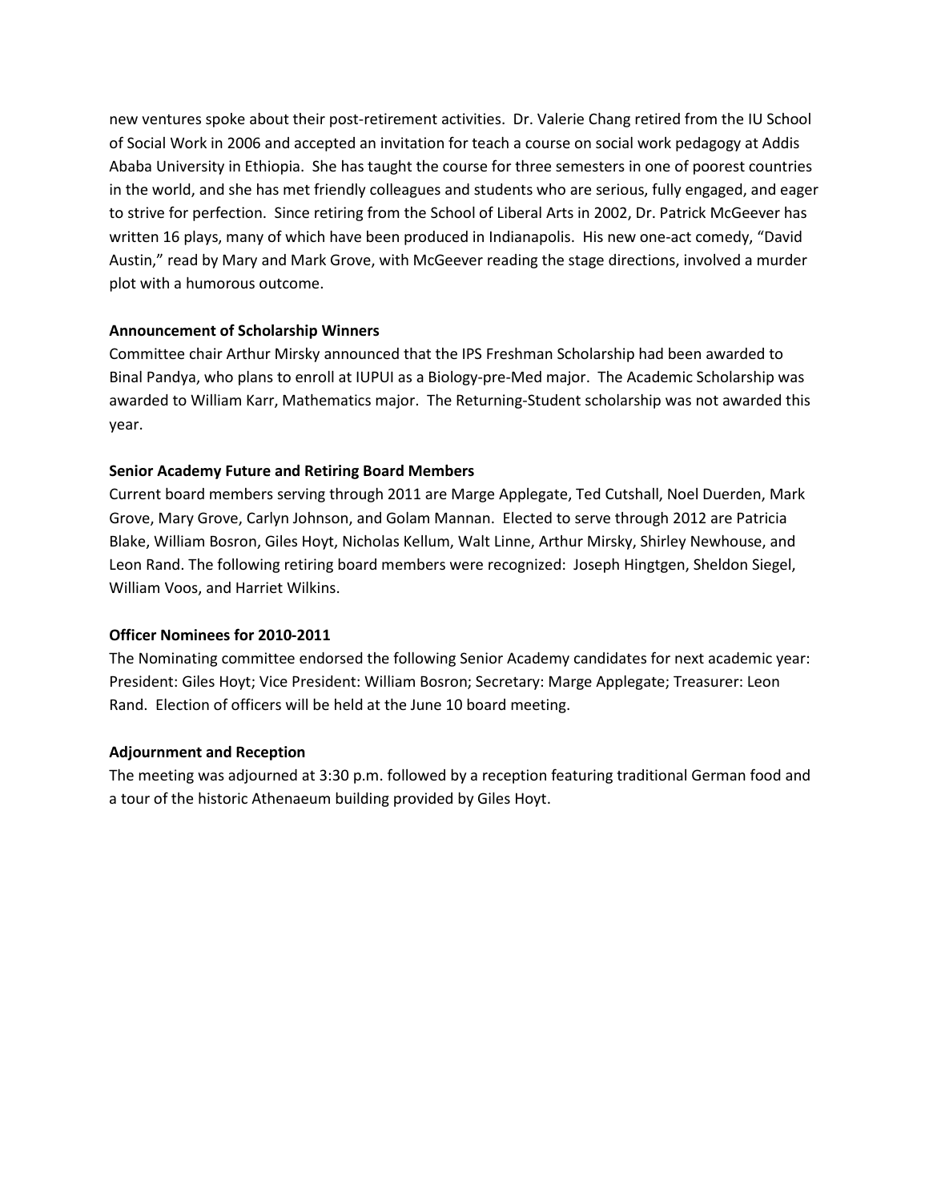new ventures spoke about their post-retirement activities. Dr. Valerie Chang retired from the IU School of Social Work in 2006 and accepted an invitation for teach a course on social work pedagogy at Addis Ababa University in Ethiopia. She has taught the course for three semesters in one of poorest countries in the world, and she has met friendly colleagues and students who are serious, fully engaged, and eager to strive for perfection. Since retiring from the School of Liberal Arts in 2002, Dr. Patrick McGeever has written 16 plays, many of which have been produced in Indianapolis. His new one-act comedy, "David Austin," read by Mary and Mark Grove, with McGeever reading the stage directions, involved a murder plot with a humorous outcome.

**Announcement of Scholarship Winners**

Committee chair Arthur Mirsky announced that the IPS Freshman Scholarship had been awarded to Binal Pandya, who plans to enroll at IUPUI as a Biology-pre-Med major. The Academic Scholarship was awarded to William Karr, Mathematics major. The Returning-Student scholarship was not awarded this year.

**Senior Academy Future and Retiring Board Members**

Current board members serving through 2011 are Marge Applegate, Ted Cutshall, Noel Duerden, Mark Grove, Mary Grove, Carlyn Johnson, and Golam Mannan. Elected to serve through 2012 are Patricia Blake, William Bosron, Giles Hoyt, Nicholas Kellum, Walt Linne, Arthur Mirsky, Shirley Newhouse, and Leon Rand. The following retiring board members were recognized: Joseph Hingtgen, Sheldon Siegel, William Voos, and Harriet Wilkins.

**Officer Nominees for 2010-2011**

The Nominating committee endorsed the following Senior Academy candidates for next academic year: President: Giles Hoyt; Vice President: William Bosron; Secretary: Marge Applegate; Treasurer: Leon Rand. Election of officers will be held at the June 10 board meeting.

**Adjournment and Reception**

The meeting was adjourned at 3:30 p.m. followed by a reception featuring traditional German food and a tour of the historic Athenaeum building provided by Giles Hoyt.